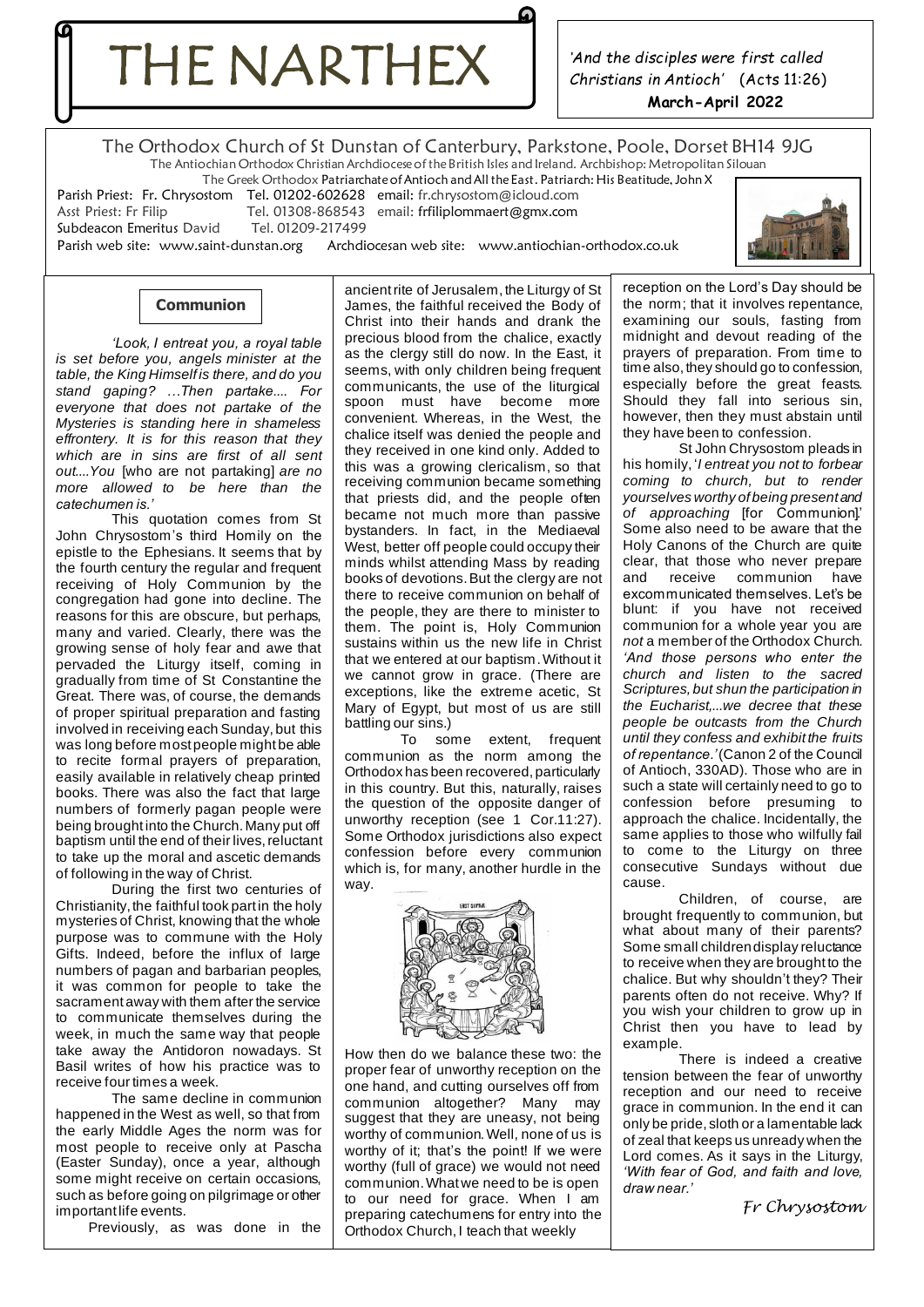// THE NARTHEX

*'And the disciples were first called Christians in Antioch'* (Acts 11:26)
**March-April 2022**

The Orthodox Church of St Dunstan of Canterbury, Parkstone, Poole, Dorset BH14 9JG
The Antiochian Orthodox Christian Archdiocese of the British Isles and Ireland. Archbishop: Metropolitan Silouan
The Greek Orthodox Patriarchate of Antioch and All the East. Patriarch: His Beatitude, John X

Parish Priest: Fr. Chrysostom Tel. 01202-602628 email: fr.chrysostom@icloud.com
Asst Priest: Fr Filip Tel. 01308-868543 email: frfiliplommaert@gmx.com
Subdeacon Emeritus David Tel. 01209-217499
Parish web site: www.saint-dunstan.org Archdiocesan web site: www.antiochian-orthodox.co.uk

## Communion

*'Look, I entreat you, a royal table is set before you, angels minister at the table, the King Himself is there, and do you stand gaping? …Then partake.... For everyone that does not partake of the Mysteries is standing here in shameless effrontery. It is for this reason that they which are in sins are first of all sent out....You* [who are not partaking] *are no more allowed to be here than the catechumen is.'*

This quotation comes from St John Chrysostom's third Homily on the epistle to the Ephesians. It seems that by the fourth century the regular and frequent receiving of Holy Communion by the congregation had gone into decline. The reasons for this are obscure, but perhaps, many and varied. Clearly, there was the growing sense of holy fear and awe that pervaded the Liturgy itself, coming in gradually from time of St Constantine the Great. There was, of course, the demands of proper spiritual preparation and fasting involved in receiving each Sunday, but this was long before most people might be able to recite formal prayers of preparation, easily available in relatively cheap printed books. There was also the fact that large numbers of formerly pagan people were being brought into the Church. Many put off baptism until the end of their lives, reluctant to take up the moral and ascetic demands of following in the way of Christ.

During the first two centuries of Christianity, the faithful took part in the holy mysteries of Christ, knowing that the whole purpose was to commune with the Holy Gifts. Indeed, before the influx of large numbers of pagan and barbarian peoples, it was common for people to take the sacrament away with them after the service to communicate themselves during the week, in much the same way that people take away the Antidoron nowadays. St Basil writes of how his practice was to receive four times a week.

The same decline in communion happened in the West as well, so that from the early Middle Ages the norm was for most people to receive only at Pascha (Easter Sunday), once a year, although some might receive on certain occasions, such as before going on pilgrimage or other important life events.

Previously, as was done in the ancient rite of Jerusalem, the Liturgy of St James, the faithful received the Body of Christ into their hands and drank the precious blood from the chalice, exactly as the clergy still do now. In the East, it seems, with only children being frequent communicants, the use of the liturgical spoon must have become more convenient. Whereas, in the West, the chalice itself was denied the people and they received in one kind only. Added to this was a growing clericalism, so that receiving communion became something that priests did, and the people often became not much more than passive bystanders. In fact, in the Mediaeval West, better off people could occupy their minds whilst attending Mass by reading books of devotions. But the clergy are not there to receive communion on behalf of the people, they are there to minister to them. The point is, Holy Communion sustains within us the new life in Christ that we entered at our baptism. Without it we cannot grow in grace. (There are exceptions, like the extreme acetic, St Mary of Egypt, but most of us are still battling our sins.)

To some extent, frequent communion as the norm among the Orthodox has been recovered, particularly in this country. But this, naturally, raises the question of the opposite danger of unworthy reception (see 1 Cor.11:27). Some Orthodox jurisdictions also expect confession before every communion which is, for many, another hurdle in the way.

How then do we balance these two: the proper fear of unworthy reception on the one hand, and cutting ourselves off from communion altogether? Many may suggest that they are uneasy, not being worthy of communion. Well, none of us is worthy of it; that's the point! If we were worthy (full of grace) we would not need communion. What we need to be is open to our need for grace. When I am preparing catechumens for entry into the Orthodox Church, I teach that weekly reception on the Lord's Day should be the norm; that it involves repentance, examining our souls, fasting from midnight and devout reading of the prayers of preparation. From time to time also, they should go to confession, especially before the great feasts. Should they fall into serious sin, however, then they must abstain until they have been to confession.

St John Chrysostom pleads in his homily, '*I entreat you not to forbear coming to church, but to render yourselves worthy of being present and of approaching* [for Communion].' Some also need to be aware that the Holy Canons of the Church are quite clear, that those who never prepare and receive communion have excommunicated themselves. Let's be blunt: if you have not received communion for a whole year you are *not* a member of the Orthodox Church. *'And those persons who enter the church and listen to the sacred Scriptures, but shun the participation in the Eucharist,...we decree that these people be outcasts from the Church until they confess and exhibit the fruits of repentance.'* (Canon 2 of the Council of Antioch, 330AD). Those who are in such a state will certainly need to go to confession before presuming to approach the chalice. Incidentally, the same applies to those who wilfully fail to come to the Liturgy on three consecutive Sundays without due cause.

Children, of course, are brought frequently to communion, but what about many of their parents? Some small children display reluctance to receive when they are brought to the chalice. But why shouldn't they? Their parents often do not receive. Why? If you wish your children to grow up in Christ then you have to lead by example.

There is indeed a creative tension between the fear of unworthy reception and our need to receive grace in communion. In the end it can only be pride, sloth or a lamentable lack of zeal that keeps us unready when the Lord comes. As it says in the Liturgy, *'With fear of God, and faith and love, draw near.'*

*Fr Chrysostom*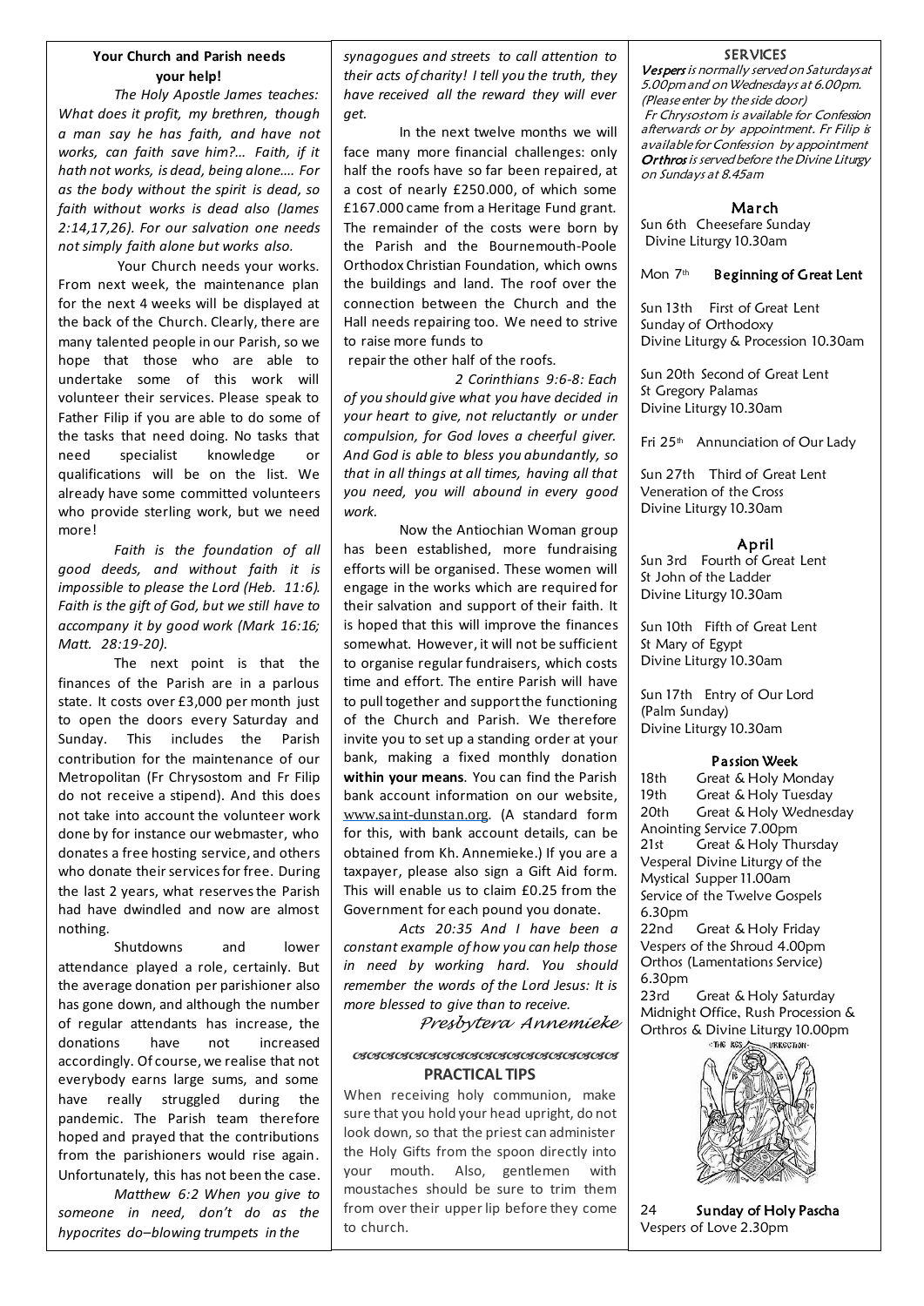## Your Church and Parish needs your help!

*The Holy Apostle James teaches: What does it profit, my brethren, though a man say he has faith, and have not works, can faith save him?... Faith, if it hath not works, is dead, being alone.... For as the body without the spirit is dead, so faith without works is dead also (James 2:14,17,26). For our salvation one needs not simply faith alone but works also.*

Your Church needs your works. From next week, the maintenance plan for the next 4 weeks will be displayed at the back of the Church. Clearly, there are many talented people in our Parish, so we hope that those who are able to undertake some of this work will volunteer their services. Please speak to Father Filip if you are able to do some of the tasks that need doing. No tasks that need specialist knowledge or qualifications will be on the list. We already have some committed volunteers who provide sterling work, but we need more!

*Faith is the foundation of all good deeds, and without faith it is impossible to please the Lord (Heb. 11:6). Faith is the gift of God, but we still have to accompany it by good work (Mark 16:16; Matt. 28:19-20).*

The next point is that the finances of the Parish are in a parlous state. It costs over £3,000 per month just to open the doors every Saturday and Sunday. This includes the Parish contribution for the maintenance of our Metropolitan (Fr Chrysostom and Fr Filip do not receive a stipend). And this does not take into account the volunteer work done by for instance our webmaster, who donates a free hosting service, and others who donate their services for free. During the last 2 years, what reserves the Parish had have dwindled and now are almost nothing.

Shutdowns and lower attendance played a role, certainly. But the average donation per parishioner also has gone down, and although the number of regular attendants has increase, the donations have not increased accordingly. Of course, we realise that not everybody earns large sums, and some have really struggled during the pandemic. The Parish team therefore hoped and prayed that the contributions from the parishioners would rise again. Unfortunately, this has not been the case.

*Matthew 6:2 When you give to someone in need, don't do as the hypocrites do–blowing trumpets in the synagogues and streets to call attention to their acts of charity! I tell you the truth, they have received all the reward they will ever get.*

In the next twelve months we will face many more financial challenges: only half the roofs have so far been repaired, at a cost of nearly £250.000, of which some £167.000 came from a Heritage Fund grant. The remainder of the costs were born by the Parish and the Bournemouth-Poole Orthodox Christian Foundation, which owns the buildings and land. The roof over the connection between the Church and the Hall needs repairing too. We need to strive to raise more funds to repair the other half of the roofs.

*2 Corinthians 9:6-8: Each of you should give what you have decided in your heart to give, not reluctantly or under compulsion, for God loves a cheerful giver. And God is able to bless you abundantly, so that in all things at all times, having all that you need, you will abound in every good work.*

Now the Antiochian Woman group has been established, more fundraising efforts will be organised. These women will engage in the works which are required for their salvation and support of their faith. It is hoped that this will improve the finances somewhat. However, it will not be sufficient to organise regular fundraisers, which costs time and effort. The entire Parish will have to pull together and support the functioning of the Church and Parish. We therefore invite you to set up a standing order at your bank, making a fixed monthly donation **within your means**. You can find the Parish bank account information on our website, www.saint-dunstan.org. (A standard form for this, with bank account details, can be obtained from Kh. Annemieke.) If you are a taxpayer, please also sign a Gift Aid form. This will enable us to claim £0.25 from the Government for each pound you donate.

*Acts 20:35 And I have been a constant example of how you can help those in need by working hard. You should remember the words of the Lord Jesus: It is more blessed to give than to receive.*

*Presbytera Annemieke*

## PRACTICAL TIPS

When receiving holy communion, make sure that you hold your head upright, do not look down, so that the priest can administer the Holy Gifts from the spoon directly into your mouth. Also, gentlemen with moustaches should be sure to trim them from over their upper lip before they come to church.

## SERVICES

***Vespers*** *is normally served on Saturdays at 5.00pm and on Wednesdays at 6.00pm. (Please enter by the side door)*
*Fr Chrysostom is available for Confession afterwards or by appointment. Fr Filip is available for Confession by appointment*
***Orthros*** *is served before the Divine Liturgy on Sundays at 8.45am*

### March

Sun 6th Cheesefare Sunday
Divine Liturgy 10.30am

Mon 7th **Beginning of Great Lent**

Sun 13th First of Great Lent
Sunday of Orthodoxy
Divine Liturgy & Procession 10.30am

Sun 20th Second of Great Lent
St Gregory Palamas
Divine Liturgy 10.30am

Fri 25th Annunciation of Our Lady

Sun 27th Third of Great Lent
Veneration of the Cross
Divine Liturgy 10.30am

### April

Sun 3rd Fourth of Great Lent
St John of the Ladder
Divine Liturgy 10.30am

Sun 10th Fifth of Great Lent
St Mary of Egypt
Divine Liturgy 10.30am

Sun 17th Entry of Our Lord
(Palm Sunday)
Divine Liturgy 10.30am

### Passion Week

18th Great & Holy Monday
19th Great & Holy Tuesday
20th Great & Holy Wednesday
Anointing Service 7.00pm
21st Great & Holy Thursday
Vesperal Divine Liturgy of the Mystical Supper 11.00am
Service of the Twelve Gospels 6.30pm
22nd Great & Holy Friday
Vespers of the Shroud 4.00pm
Orthos (Lamentations Service) 6.30pm
23rd Great & Holy Saturday
Midnight Office, Rush Procession & Orthros & Divine Liturgy 10.00pm

24 **Sunday of Holy Pascha**
Vespers of Love 2.30pm